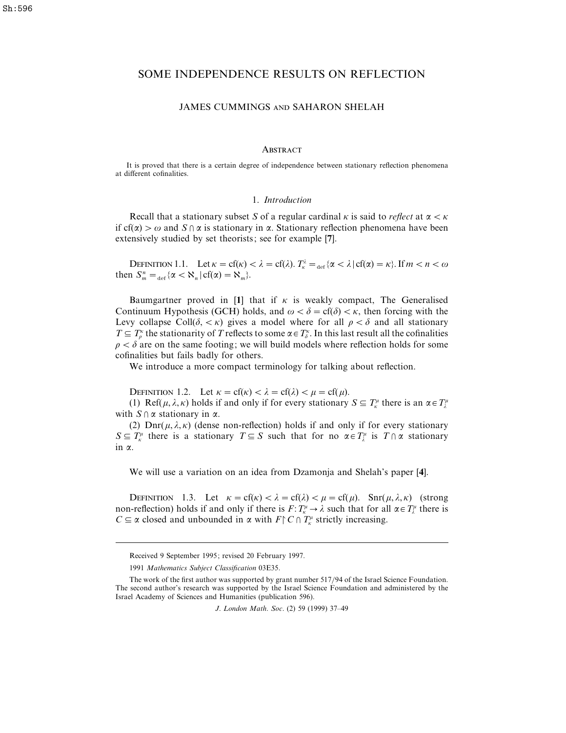# SOME INDEPENDENCE RESULTS ON REFLECTION

JAMES CUMMINGS AND SAHARON SHELAH

## Abstract

It is proved that there is a certain degree of independence between stationary reflection phenomena at different cofinalities.

## 1. *Introduction*

Recall that a stationary subset $S$ of a regular cardinal $\kappa$ is said to *reflect* at $\alpha < \kappa$ if $\mathrm{cf}(\alpha) > \omega$ and $S \cap \alpha$ is stationary in $\alpha$. Stationary reflection phenomena have been extensively studied by set theorists; see for example [**7**].

DEFINITION 1.1. Let $\kappa = \mathrm{cf}(\kappa) < \lambda = \mathrm{cf}(\lambda)$. $T^{\lambda}_{\kappa} =_{\mathrm{def}} \{\alpha < \lambda \mid \mathrm{cf}(\alpha) = \kappa\}$. If $m < n < \omega$ then $S^n_m =_{\mathrm{def}} \{\alpha < \aleph_n \mid \mathrm{cf}(\alpha) = \aleph_m\}$.

Baumgartner proved in [**1**] that if $\kappa$ is weakly compact, The Generalised Continuum Hypothesis (GCH) holds, and $\omega < \delta = \mathrm{cf}(\delta) < \kappa$, then forcing with the Levy collapse $\mathrm{Coll}(\delta, < \kappa)$ gives a model where for all $\rho < \delta$ and all stationary $T \subseteq T^{\kappa}_{\rho}$ the stationarity of $T$ reflects to some $\alpha \in T^{\kappa}_{\delta}$. In this last result all the cofinalities $\rho < \delta$ are on the same footing; we will build models where reflection holds for some cofinalities but fails badly for others.

We introduce a more compact terminology for talking about reflection.

DEFINITION 1.2. Let $\kappa = \mathrm{cf}(\kappa) < \lambda = \mathrm{cf}(\lambda) < \mu = \mathrm{cf}(\mu)$.

(1) $\mathrm{Ref}(\mu, \lambda, \kappa)$ holds if and only if for every stationary $S \subseteq T^{\mu}_{\kappa}$ there is an $\alpha \in T^{\mu}_{\lambda}$ with $S \cap \alpha$ stationary in $\alpha$.

(2) $\mathrm{Dnr}(\mu, \lambda, \kappa)$ (dense non-reflection) holds if and only if for every stationary $S \subseteq T^{\mu}_{\kappa}$ there is a stationary $T \subseteq S$ such that for no $\alpha \in T^{\mu}_{\lambda}$ is $T \cap \alpha$ stationary in $\alpha$.

We will use a variation on an idea from Dzamonja and Shelah's paper [**4**].

DEFINITION 1.3. Let $\kappa = \mathrm{cf}(\kappa) < \lambda = \mathrm{cf}(\lambda) < \mu = \mathrm{cf}(\mu)$. $\mathrm{Snr}(\mu, \lambda, \kappa)$ (strong non-reflection) holds if and only if there is $F: T^{\mu}_{\kappa} \to \lambda$ such that for all $\alpha \in T^{\mu}_{\lambda}$ there is $C \subseteq \alpha$ closed and unbounded in $\alpha$ with $F \restriction C \cap T^{\mu}_{\kappa}$ strictly increasing.

---

Received 9 September 1995; revised 20 February 1997.

1991 *Mathematics Subject Classification* 03E35.

The work of the first author was supported by grant number 517/94 of the Israel Science Foundation. The second author's research was supported by the Israel Science Foundation and administered by the Israel Academy of Sciences and Humanities (publication 596).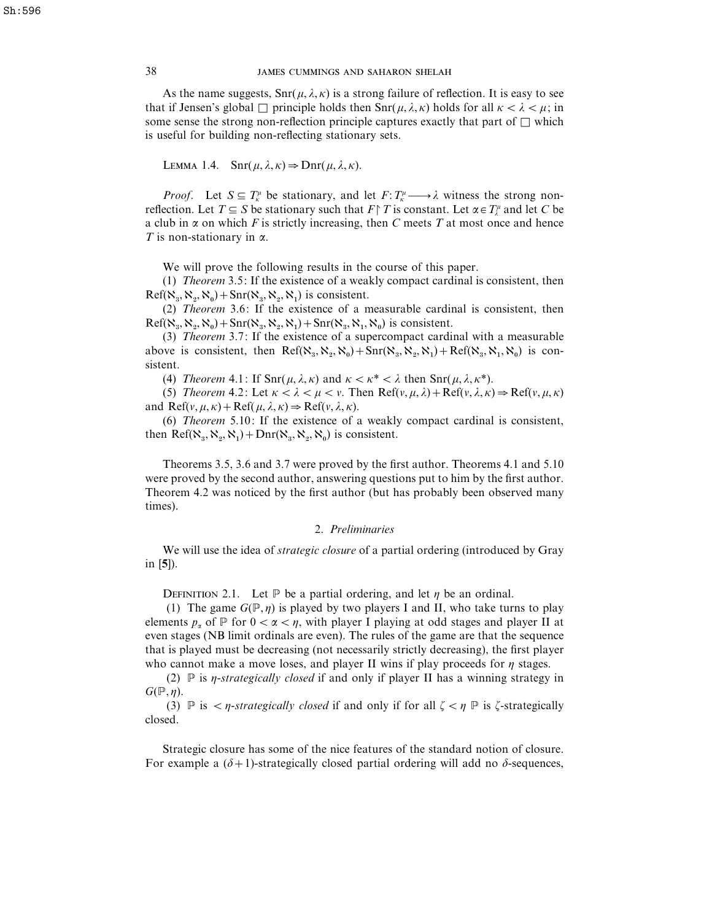As the name suggests, $\mathrm{Snr}(\mu, \lambda, \kappa)$ is a strong failure of reflection. It is easy to see that if Jensen's global $\square$ principle holds then $\mathrm{Snr}(\mu, \lambda, \kappa)$ holds for all $\kappa < \lambda < \mu$; in some sense the strong non-reflection principle captures exactly that part of $\square$ which is useful for building non-reflecting stationary sets.

LEMMA 1.4. $\mathrm{Snr}(\mu, \lambda, \kappa) \Rightarrow \mathrm{Dnr}(\mu, \lambda, \kappa)$.

*Proof.* Let $S \subseteq T^\mu_\kappa$ be stationary, and let $F\colon T^\mu_\kappa \longrightarrow \lambda$ witness the strong non-reflection. Let $T \subseteq S$ be stationary such that $F \restriction T$ is constant. Let $\alpha \in T^\mu_\lambda$ and let $C$ be a club in $\alpha$ on which $F$ is strictly increasing, then $C$ meets $T$ at most once and hence $T$ is non-stationary in $\alpha$.

We will prove the following results in the course of this paper.

(1) *Theorem* 3.5: If the existence of a weakly compact cardinal is consistent, then $\mathrm{Ref}(\aleph_3, \aleph_2, \aleph_0) + \mathrm{Snr}(\aleph_3, \aleph_2, \aleph_1)$ is consistent.

(2) *Theorem* 3.6: If the existence of a measurable cardinal is consistent, then $\mathrm{Ref}(\aleph_3, \aleph_2, \aleph_0) + \mathrm{Snr}(\aleph_3, \aleph_2, \aleph_1) + \mathrm{Snr}(\aleph_3, \aleph_1, \aleph_0)$ is consistent.

(3) *Theorem* 3.7: If the existence of a supercompact cardinal with a measurable above is consistent, then $\mathrm{Ref}(\aleph_3, \aleph_2, \aleph_0) + \mathrm{Snr}(\aleph_3, \aleph_2, \aleph_1) + \mathrm{Ref}(\aleph_3, \aleph_1, \aleph_0)$ is consistent.

(4) *Theorem* 4.1: If $\mathrm{Snr}(\mu, \lambda, \kappa)$ and $\kappa < \kappa^* < \lambda$ then $\mathrm{Snr}(\mu, \lambda, \kappa^*)$.

(5) *Theorem* 4.2: Let $\kappa < \lambda < \mu < \nu$. Then $\mathrm{Ref}(\nu, \mu, \lambda) + \mathrm{Ref}(\nu, \lambda, \kappa) \Rightarrow \mathrm{Ref}(\nu, \mu, \kappa)$ and $\mathrm{Ref}(\nu, \mu, \kappa) + \mathrm{Ref}(\mu, \lambda, \kappa) \Rightarrow \mathrm{Ref}(\nu, \lambda, \kappa)$.

(6) *Theorem* 5.10: If the existence of a weakly compact cardinal is consistent, then $\mathrm{Ref}(\aleph_3, \aleph_2, \aleph_1) + \mathrm{Dnr}(\aleph_3, \aleph_2, \aleph_0)$ is consistent.

Theorems 3.5, 3.6 and 3.7 were proved by the first author. Theorems 4.1 and 5.10 were proved by the second author, answering questions put to him by the first author. Theorem 4.2 was noticed by the first author (but has probably been observed many times).

## 2. *Preliminaries*

We will use the idea of *strategic closure* of a partial ordering (introduced by Gray in [**5**]).

DEFINITION 2.1. Let $\mathbb{P}$ be a partial ordering, and let $\eta$ be an ordinal.

(1) The game $G(\mathbb{P}, \eta)$ is played by two players I and II, who take turns to play elements $p_\alpha$ of $\mathbb{P}$ for $0 < \alpha < \eta$, with player I playing at odd stages and player II at even stages (NB limit ordinals are even). The rules of the game are that the sequence that is played must be decreasing (not necessarily strictly decreasing), the first player who cannot make a move loses, and player II wins if play proceeds for $\eta$ stages.

(2) $\mathbb{P}$ is *$\eta$-strategically closed* if and only if player II has a winning strategy in $G(\mathbb{P}, \eta)$.

(3) $\mathbb{P}$ is *$< \eta$-strategically closed* if and only if for all $\zeta < \eta$ $\mathbb{P}$ is $\zeta$-strategically closed.

Strategic closure has some of the nice features of the standard notion of closure. For example a $(\delta + 1)$-strategically closed partial ordering will add no $\delta$-sequences,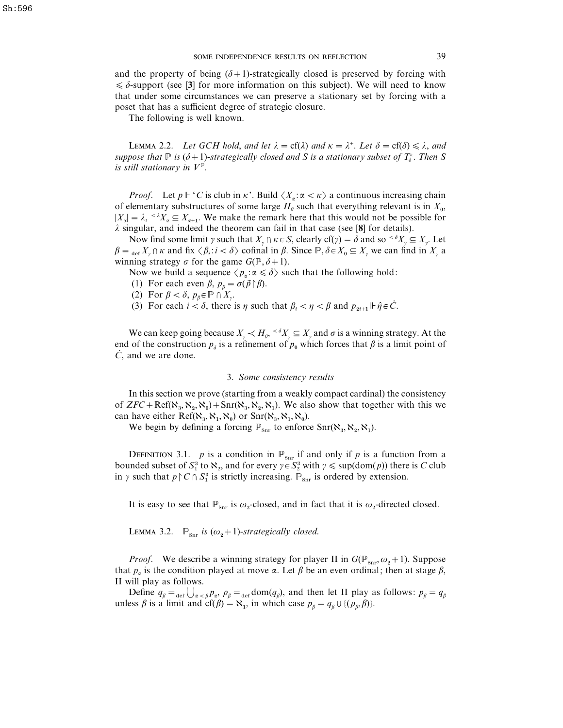and the property of being $(\delta+1)$-strategically closed is preserved by forcing with $\leqslant \delta$-support (see [3] for more information on this subject). We will need to know that under some circumstances we can preserve a stationary set by forcing with a poset that has a sufficient degree of strategic closure.

The following is well known.

Lemma 2.2. *Let GCH hold, and let $\lambda = \mathrm{cf}(\lambda)$ and $\kappa = \lambda^+$. Let $\delta = \mathrm{cf}(\delta) \leqslant \lambda$, and suppose that $\mathbb{P}$ is $(\delta+1)$-strategically closed and $S$ is a stationary subset of $T^\kappa_\delta$. Then $S$ is still stationary in $V^{\mathbb{P}}$.*

*Proof.* Let $p \Vdash$ '$C$ is club in $\kappa$'. Build $\langle X_\alpha : \alpha < \kappa \rangle$ a continuous increasing chain of elementary substructures of some large $H_\theta$ such that everything relevant is in $X_0$, $|X_\alpha| = \lambda$, ${}^{<\lambda}X_\alpha \subseteq X_{\alpha+1}$. We make the remark here that this would not be possible for $\lambda$ singular, and indeed the theorem can fail in that case (see [8] for details).

Now find some limit $\gamma$ such that $X_\gamma \cap \kappa \in S$, clearly $\mathrm{cf}(\gamma) = \delta$ and so ${}^{<\delta}X_\gamma \subseteq X_\gamma$. Let $\beta =_{\mathrm{def}} X_\gamma \cap \kappa$ and fix $\langle \beta_i : i < \delta \rangle$ cofinal in $\beta$. Since $\mathbb{P}, \delta \in X_0 \subseteq X_\gamma$ we can find in $X_\gamma$ a winning strategy $\sigma$ for the game $G(\mathbb{P}, \delta+1)$.

Now we build a sequence $\langle p_\alpha : \alpha \leqslant \delta \rangle$ such that the following hold:

(1) For each even $\beta$, $p_\beta = \sigma(\vec{p} \restriction \beta)$.

(2) For $\beta < \delta$, $p_\beta \in \mathbb{P} \cap X_\gamma$.

(3) For each $i < \delta$, there is $\eta$ such that $\beta_i < \eta < \beta$ and $p_{2i+1} \Vdash \hat{\eta} \in \dot{C}$.

We can keep going because $X_\gamma \prec H_\theta$, ${}^{<\delta}X_\gamma \subseteq X_\gamma$ and $\sigma$ is a winning strategy. At the end of the construction $p_\delta$ is a refinement of $p_0$ which forces that $\beta$ is a limit point of $\dot{C}$, and we are done.

## 3. *Some consistency results*

In this section we prove (starting from a weakly compact cardinal) the consistency of $ZFC + \mathrm{Ref}(\aleph_3, \aleph_2, \aleph_0) + \mathrm{Snr}(\aleph_3, \aleph_2, \aleph_1)$. We also show that together with this we can have either $\mathrm{Ref}(\aleph_3, \aleph_1, \aleph_0)$ or $\mathrm{Snr}(\aleph_3, \aleph_1, \aleph_0)$.

We begin by defining a forcing $\mathbb{P}_{\mathrm{Snr}}$ to enforce $\mathrm{Snr}(\aleph_3, \aleph_2, \aleph_1)$.

Definition 3.1. *$p$ is a condition in $\mathbb{P}_{\mathrm{Snr}}$ if and only if $p$ is a function from a bounded subset of $S^3_1$ to $\aleph_2$, and for every $\gamma \in S^3_2$ with $\gamma \leqslant \sup(\mathrm{dom}(p))$ there is $C$ club in $\gamma$ such that $p \restriction C \cap S^3_1$ is strictly increasing. $\mathbb{P}_{\mathrm{Snr}}$ is ordered by extension.*

It is easy to see that $\mathbb{P}_{\mathrm{Snr}}$ is $\omega_2$-closed, and in fact that it is $\omega_2$-directed closed.

Lemma 3.2. *$\mathbb{P}_{\mathrm{Snr}}$ is $(\omega_2+1)$-strategically closed.*

*Proof.* We describe a winning strategy for player II in $G(\mathbb{P}_{\mathrm{Snr}}, \omega_2+1)$. Suppose that $p_\alpha$ is the condition played at move $\alpha$. Let $\beta$ be an even ordinal; then at stage $\beta$, II will play as follows.

Define $q_\beta =_{\mathrm{def}} \bigcup_{\alpha<\beta} p_\alpha$, $\rho_\beta =_{\mathrm{def}} \mathrm{dom}(q_\beta)$, and then let II play as follows: $p_\beta = q_\beta$ unless $\beta$ is a limit and $\mathrm{cf}(\beta) = \aleph_1$, in which case $p_\beta = q_\beta \cup \{(\rho_\beta, \beta)\}$.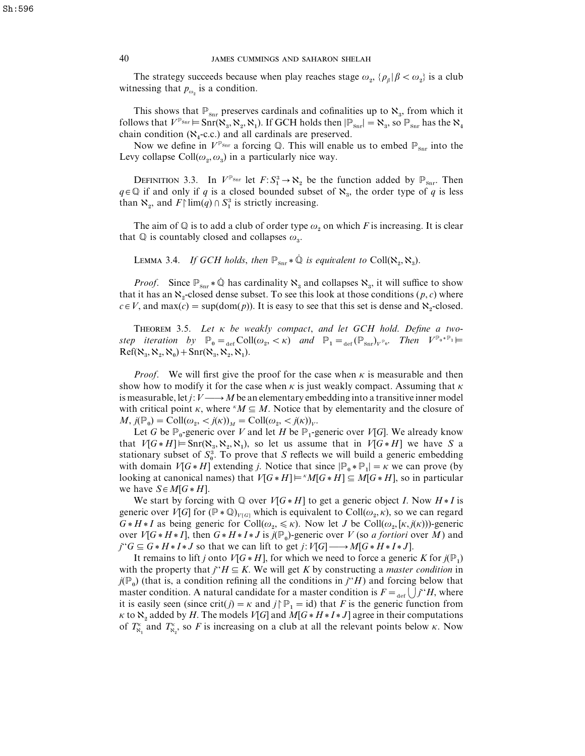The strategy succeeds because when play reaches stage $\omega_2$, $\{\rho_\beta \mid \beta < \omega_2\}$ is a club witnessing that $p_{\omega_2}$ is a condition.

This shows that $\mathbb{P}_{\text{Snr}}$ preserves cardinals and cofinalities up to $\aleph_3$, from which it follows that $V^{\mathbb{P}_{\text{Snr}}} \models \text{Snr}(\aleph_3, \aleph_2, \aleph_1)$. If GCH holds then $|\mathbb{P}_{\text{Snr}}| = \aleph_3$, so $\mathbb{P}_{\text{Snr}}$ has the $\aleph_4$ chain condition ($\aleph_4$-c.c.) and all cardinals are preserved.

Now we define in $V^{\mathbb{P}_{\text{Snr}}}$ a forcing $\mathbb{Q}$. This will enable us to embed $\mathbb{P}_{\text{Snr}}$ into the Levy collapse $\text{Coll}(\omega_2, \omega_3)$ in a particularly nice way.

Definition 3.3. In $V^{\mathbb{P}_{\text{Snr}}}$ let $F: S^3_1 \to \aleph_2$ be the function added by $\mathbb{P}_{\text{Snr}}$. Then $q \in \mathbb{Q}$ if and only if $q$ is a closed bounded subset of $\aleph_3$, the order type of $q$ is less than $\aleph_2$, and $F \restriction \lim(q) \cap S^3_1$ is strictly increasing.

The aim of $\mathbb{Q}$ is to add a club of order type $\omega_2$ on which $F$ is increasing. It is clear that $\mathbb{Q}$ is countably closed and collapses $\omega_3$.

Lemma 3.4. *If GCH holds, then $\mathbb{P}_{\text{Snr}} * \dot{\mathbb{Q}}$ is equivalent to* $\text{Coll}(\aleph_2, \aleph_3)$.

*Proof.* Since $\mathbb{P}_{\text{Snr}} * \dot{\mathbb{Q}}$ has cardinality $\aleph_3$ and collapses $\aleph_3$, it will suffice to show that it has an $\aleph_2$-closed dense subset. To see this look at those conditions $(p, c)$ where $c \in V$, and $\max(c) = \sup(\text{dom}(p))$. It is easy to see that this set is dense and $\aleph_2$-closed.

Theorem 3.5. *Let $\kappa$ be weakly compact, and let GCH hold. Define a two-step iteration by $\mathbb{P}_0 =_{\text{def}} \text{Coll}(\omega_2, <\kappa)$ and $\mathbb{P}_1 =_{\text{def}} (\mathbb{P}_{\text{Snr}})_{V^{\mathbb{P}_0}}$. Then $V^{\mathbb{P}_0 * \mathbb{P}_1} \models \text{Ref}(\aleph_3, \aleph_2, \aleph_0) + \text{Snr}(\aleph_3, \aleph_2, \aleph_1)$.*

*Proof.* We will first give the proof for the case when $\kappa$ is measurable and then show how to modify it for the case when $\kappa$ is just weakly compact. Assuming that $\kappa$ is measurable, let $j: V \longrightarrow M$ be an elementary embedding into a transitive inner model with critical point $\kappa$, where ${}^\kappa M \subseteq M$. Notice that by elementarity and the closure of $M$, $j(\mathbb{P}_0) = \text{Coll}(\omega_2, <j(\kappa))_M = \text{Coll}(\omega_2, <j(\kappa))_V$.

Let $G$ be $\mathbb{P}_0$-generic over $V$ and let $H$ be $\mathbb{P}_1$-generic over $V[G]$. We already know that $V[G * H] \models \text{Snr}(\aleph_3, \aleph_2, \aleph_1)$, so let us assume that in $V[G * H]$ we have $S$ a stationary subset of $S^3_0$. To prove that $S$ reflects we will build a generic embedding with domain $V[G * H]$ extending $j$. Notice that since $|\mathbb{P}_0 * \mathbb{P}_1| = \kappa$ we can prove (by looking at canonical names) that $V[G * H] \models {}^\kappa M[G * H] \subseteq M[G * H]$, so in particular we have $S \in M[G * H]$.

We start by forcing with $\mathbb{Q}$ over $V[G * H]$ to get a generic object $I$. Now $H * I$ is generic over $V[G]$ for $(\mathbb{P} * \mathbb{Q})_{V[G]}$ which is equivalent to $\text{Coll}(\omega_2, \kappa)$, so we can regard $G * H * I$ as being generic for $\text{Coll}(\omega_2, \leqslant \kappa)$. Now let $J$ be $\text{Coll}(\omega_2, [\kappa, j(\kappa)))$-generic over $V[G * H * I]$, then $G * H * I * J$ is $j(\mathbb{P}_0)$-generic over $V$ (so *a fortiori* over $M$) and $j``G \subseteq G * H * I * J$ so that we can lift to get $j: V[G] \longrightarrow M[G * H * I * J]$.

It remains to lift $j$ onto $V[G * H]$, for which we need to force a generic $K$ for $j(\mathbb{P}_1)$ with the property that $j``H \subseteq K$. We will get $K$ by constructing a *master condition* in $j(\mathbb{P}_0)$ (that is, a condition refining all the conditions in $j``H$) and forcing below that master condition. A natural candidate for a master condition is $F =_{\text{def}} \bigcup j``H$, where it is easily seen (since $\text{crit}(j) = \kappa$ and $j \restriction \mathbb{P}_1 = \text{id}$) that $F$ is the generic function from $\kappa$ to $\aleph_2$ added by $H$. The models $V[G]$ and $M[G * H * I * J]$ agree in their computations of $T^\kappa_{\aleph_1}$ and $T^\kappa_{\aleph_2}$, so $F$ is increasing on a club at all the relevant points below $\kappa$. Now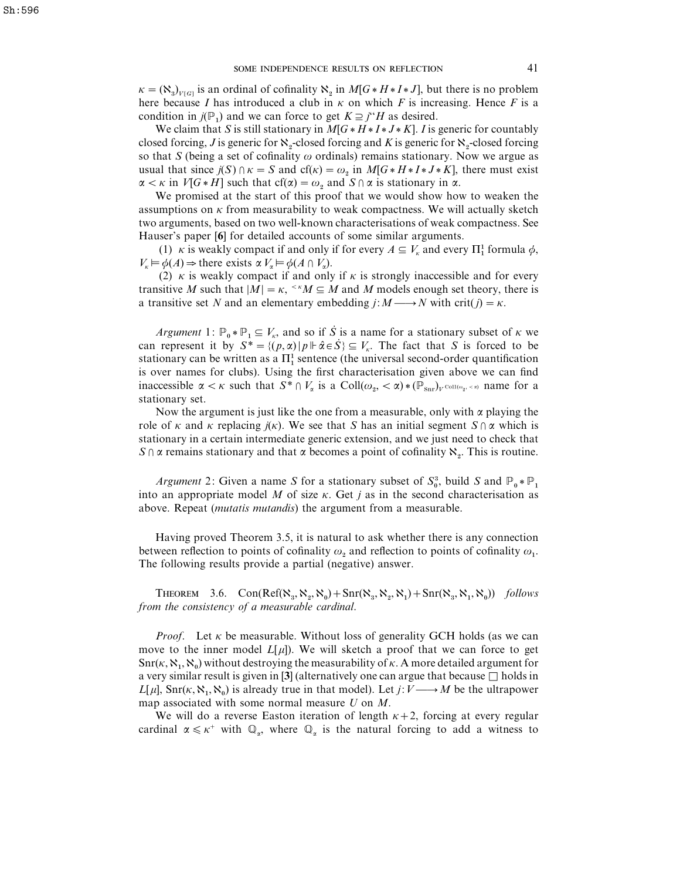$\kappa = (\aleph_3)_{V[G]}$ is an ordinal of cofinality $\aleph_2$ in $M[G * H * I * J]$, but there is no problem here because $I$ has introduced a club in $\kappa$ on which $F$ is increasing. Hence $F$ is a condition in $j(\mathbb{P}_1)$ and we can force to get $K \supseteq j``H$ as desired.

We claim that $S$ is still stationary in $M[G * H * I * J * K]$. $I$ is generic for countably closed forcing, $J$ is generic for $\aleph_2$-closed forcing and $K$ is generic for $\aleph_2$-closed forcing so that $S$ (being a set of cofinality $\omega$ ordinals) remains stationary. Now we argue as usual that since $j(S) \cap \kappa = S$ and $\mathrm{cf}(\kappa) = \omega_2$ in $M[G * H * I * J * K]$, there must exist $\alpha < \kappa$ in $V[G * H]$ such that $\mathrm{cf}(\alpha) = \omega_2$ and $S \cap \alpha$ is stationary in $\alpha$.

We promised at the start of this proof that we would show how to weaken the assumptions on $\kappa$ from measurability to weak compactness. We will actually sketch two arguments, based on two well-known characterisations of weak compactness. See Hauser's paper [**6**] for detailed accounts of some similar arguments.

(1) $\kappa$ is weakly compact if and only if for every $A \subseteq V_\kappa$ and every $\Pi^1_1$ formula $\phi$, $V_\kappa \models \phi(A) \Rightarrow$ there exists $\alpha\ V_\alpha \models \phi(A \cap V_\alpha)$.

(2) $\kappa$ is weakly compact if and only if $\kappa$ is strongly inaccessible and for every transitive $M$ such that $|M| = \kappa$, ${}^{<\kappa}M \subseteq M$ and $M$ models enough set theory, there is a transitive set $N$ and an elementary embedding $j : M \longrightarrow N$ with $\mathrm{crit}(j) = \kappa$.

*Argument* 1: $\mathbb{P}_0 * \mathbb{P}_1 \subseteq V_\kappa$, and so if $\dot{S}$ is a name for a stationary subset of $\kappa$ we can represent it by $S^* = \{(p, \alpha) \mid p \Vdash \hat{\alpha} \in \dot{S}\} \subseteq V_\kappa$. The fact that $S$ is forced to be stationary can be written as a $\Pi^1_1$ sentence (the universal second-order quantification is over names for clubs). Using the first characterisation given above we can find inaccessible $\alpha < \kappa$ such that $S^* \cap V_\alpha$ is a $\mathrm{Coll}(\omega_2, <\alpha) * (\mathbb{P}_{\mathrm{Snr}})_{V^{\mathrm{Coll}(\omega_2, <\alpha)}}$ name for a stationary set.

Now the argument is just like the one from a measurable, only with $\alpha$ playing the role of $\kappa$ and $\kappa$ replacing $j(\kappa)$. We see that $S$ has an initial segment $S \cap \alpha$ which is stationary in a certain intermediate generic extension, and we just need to check that $S \cap \alpha$ remains stationary and that $\alpha$ becomes a point of cofinality $\aleph_2$. This is routine.

*Argument* 2: Given a name $S$ for a stationary subset of $S^3_0$, build $S$ and $\mathbb{P}_0 * \mathbb{P}_1$ into an appropriate model $M$ of size $\kappa$. Get $j$ as in the second characterisation as above. Repeat (*mutatis mutandis*) the argument from a measurable.

Having proved Theorem 3.5, it is natural to ask whether there is any connection between reflection to points of cofinality $\omega_2$ and reflection to points of cofinality $\omega_1$. The following results provide a partial (negative) answer.

THEOREM 3.6. *$\mathrm{Con}(\mathrm{Ref}(\aleph_3, \aleph_2, \aleph_0) + \mathrm{Snr}(\aleph_3, \aleph_2, \aleph_1) + \mathrm{Snr}(\aleph_3, \aleph_1, \aleph_0))$ follows from the consistency of a measurable cardinal.*

*Proof.* Let $\kappa$ be measurable. Without loss of generality GCH holds (as we can move to the inner model $L[\mu]$). We will sketch a proof that we can force to get $\mathrm{Snr}(\kappa, \aleph_1, \aleph_0)$ without destroying the measurability of $\kappa$. A more detailed argument for a very similar result is given in [**3**] (alternatively one can argue that because $\square$ holds in $L[\mu]$, $\mathrm{Snr}(\kappa, \aleph_1, \aleph_0)$ is already true in that model). Let $j : V \longrightarrow M$ be the ultrapower map associated with some normal measure $U$ on $M$.

We will do a reverse Easton iteration of length $\kappa + 2$, forcing at every regular cardinal $\alpha \leqslant \kappa^+$ with $\mathbb{Q}_\alpha$, where $\mathbb{Q}_\alpha$ is the natural forcing to add a witness to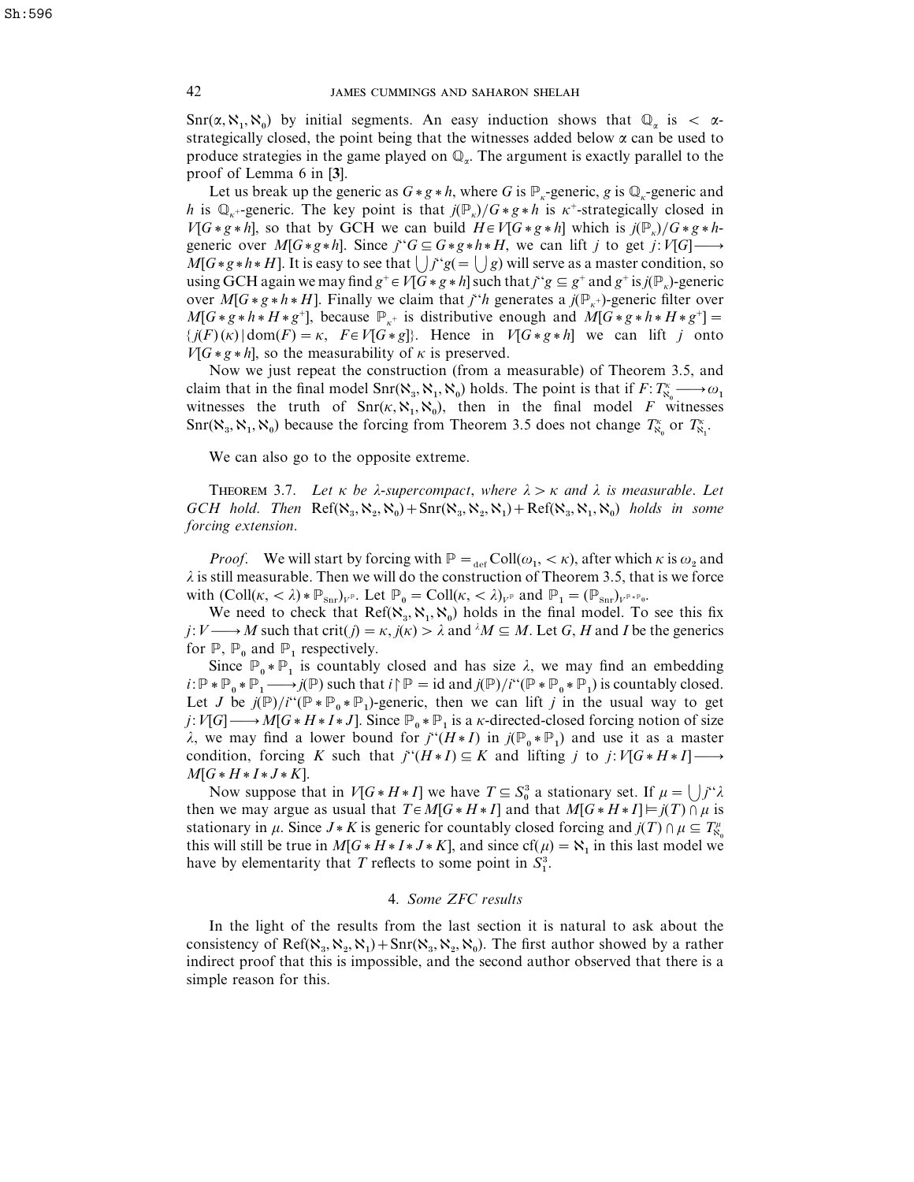$\mathrm{Snr}(\alpha, \aleph_1, \aleph_0)$ by initial segments. An easy induction shows that $\mathbb{Q}_\alpha$ is $< \alpha$-strategically closed, the point being that the witnesses added below $\alpha$ can be used to produce strategies in the game played on $\mathbb{Q}_\alpha$. The argument is exactly parallel to the proof of Lemma 6 in [**3**].

Let us break up the generic as $G * g * h$, where $G$ is $\mathbb{P}_\kappa$-generic, $g$ is $\mathbb{Q}_\kappa$-generic and $h$ is $\mathbb{Q}_{\kappa^+}$-generic. The key point is that $j(\mathbb{P}_\kappa)/G * g * h$ is $\kappa^+$-strategically closed in $V[G * g * h]$, so that by GCH we can build $H \in V[G * g * h]$ which is $j(\mathbb{P}_\kappa)/G * g * h$-generic over $M[G * g * h]$. Since $j``G \subseteq G * g * h * H$, we can lift $j$ to get $j: V[G] \longrightarrow M[G * g * h * H]$. It is easy to see that $\bigcup j``g (= \bigcup g)$ will serve as a master condition, so using GCH again we may find $g^+ \in V[G * g * h]$ such that $j``g \subseteq g^+$ and $g^+$ is $j(\mathbb{P}_\kappa)$-generic over $M[G * g * h * H]$. Finally we claim that $j``h$ generates a $j(\mathbb{P}_{\kappa^+})$-generic filter over $M[G * g * h * H * g^+]$, because $\mathbb{P}_{\kappa^+}$ is distributive enough and $M[G * g * h * H * g^+] = \{ j(F)(\kappa) \mid \mathrm{dom}(F) = \kappa, \ F \in V[G * g] \}$. Hence in $V[G * g * h]$ we can lift $j$ onto $V[G * g * h]$, so the measurability of $\kappa$ is preserved.

Now we just repeat the construction (from a measurable) of Theorem 3.5, and claim that in the final model $\mathrm{Snr}(\aleph_3, \aleph_1, \aleph_0)$ holds. The point is that if $F: T^\kappa_{\aleph_0} \longrightarrow \omega_1$ witnesses the truth of $\mathrm{Snr}(\kappa, \aleph_1, \aleph_0)$, then in the final model $F$ witnesses $\mathrm{Snr}(\aleph_3, \aleph_1, \aleph_0)$ because the forcing from Theorem 3.5 does not change $T^\kappa_{\aleph_0}$ or $T^\kappa_{\aleph_1}$.

We can also go to the opposite extreme.

THEOREM 3.7. *Let $\kappa$ be $\lambda$-supercompact, where $\lambda > \kappa$ and $\lambda$ is measurable. Let GCH hold. Then $\mathrm{Ref}(\aleph_3, \aleph_2, \aleph_0) + \mathrm{Snr}(\aleph_3, \aleph_2, \aleph_1) + \mathrm{Ref}(\aleph_3, \aleph_1, \aleph_0)$ holds in some forcing extension.*

*Proof.* We will start by forcing with $\mathbb{P} =_{\mathrm{def}} \mathrm{Coll}(\omega_1, < \kappa)$, after which $\kappa$ is $\omega_2$ and $\lambda$ is still measurable. Then we will do the construction of Theorem 3.5, that is we force with $(\mathrm{Coll}(\kappa, < \lambda) * \mathbb{P}_{\mathrm{Snr}})_{V^{\mathbb{P}}}$. Let $\mathbb{P}_0 = \mathrm{Coll}(\kappa, < \lambda)_{V^{\mathbb{P}}}$ and $\mathbb{P}_1 = (\mathbb{P}_{\mathrm{Snr}})_{V^{\mathbb{P} * \mathbb{P}_0}}$.

We need to check that $\mathrm{Ref}(\aleph_3, \aleph_1, \aleph_0)$ holds in the final model. To see this fix $j: V \longrightarrow M$ such that $\mathrm{crit}(j) = \kappa$, $j(\kappa) > \lambda$ and ${}^\lambda M \subseteq M$. Let $G$, $H$ and $I$ be the generics for $\mathbb{P}$, $\mathbb{P}_0$ and $\mathbb{P}_1$ respectively.

Since $\mathbb{P}_0 * \mathbb{P}_1$ is countably closed and has size $\lambda$, we may find an embedding $i: \mathbb{P} * \mathbb{P}_0 * \mathbb{P}_1 \longrightarrow j(\mathbb{P})$ such that $i \upharpoonright \mathbb{P} = \mathrm{id}$ and $j(\mathbb{P})/i``(\mathbb{P} * \mathbb{P}_0 * \mathbb{P}_1)$ is countably closed. Let $J$ be $j(\mathbb{P})/i``(\mathbb{P} * \mathbb{P}_0 * \mathbb{P}_1)$-generic, then we can lift $j$ in the usual way to get $j: V[G] \longrightarrow M[G * H * I * J]$. Since $\mathbb{P}_0 * \mathbb{P}_1$ is a $\kappa$-directed-closed forcing notion of size $\lambda$, we may find a lower bound for $j``(H * I)$ in $j(\mathbb{P}_0 * \mathbb{P}_1)$ and use it as a master condition, forcing $K$ such that $j``(H * I) \subseteq K$ and lifting $j$ to $j: V[G * H * I] \longrightarrow M[G * H * I * J * K]$.

Now suppose that in $V[G * H * I]$ we have $T \subseteq S^3_0$ a stationary set. If $\mu = \bigcup j``\lambda$ then we may argue as usual that $T \in M[G * H * I]$ and that $M[G * H * I] \models j(T) \cap \mu$ is stationary in $\mu$. Since $J * K$ is generic for countably closed forcing and $j(T) \cap \mu \subseteq T^\mu_{\aleph_0}$ this will still be true in $M[G * H * I * J * K]$, and since $\mathrm{cf}(\mu) = \aleph_1$ in this last model we have by elementarity that $T$ reflects to some point in $S^3_1$.

## 4. *Some ZFC results*

In the light of the results from the last section it is natural to ask about the consistency of $\mathrm{Ref}(\aleph_3, \aleph_2, \aleph_1) + \mathrm{Snr}(\aleph_3, \aleph_2, \aleph_0)$. The first author showed by a rather indirect proof that this is impossible, and the second author observed that there is a simple reason for this.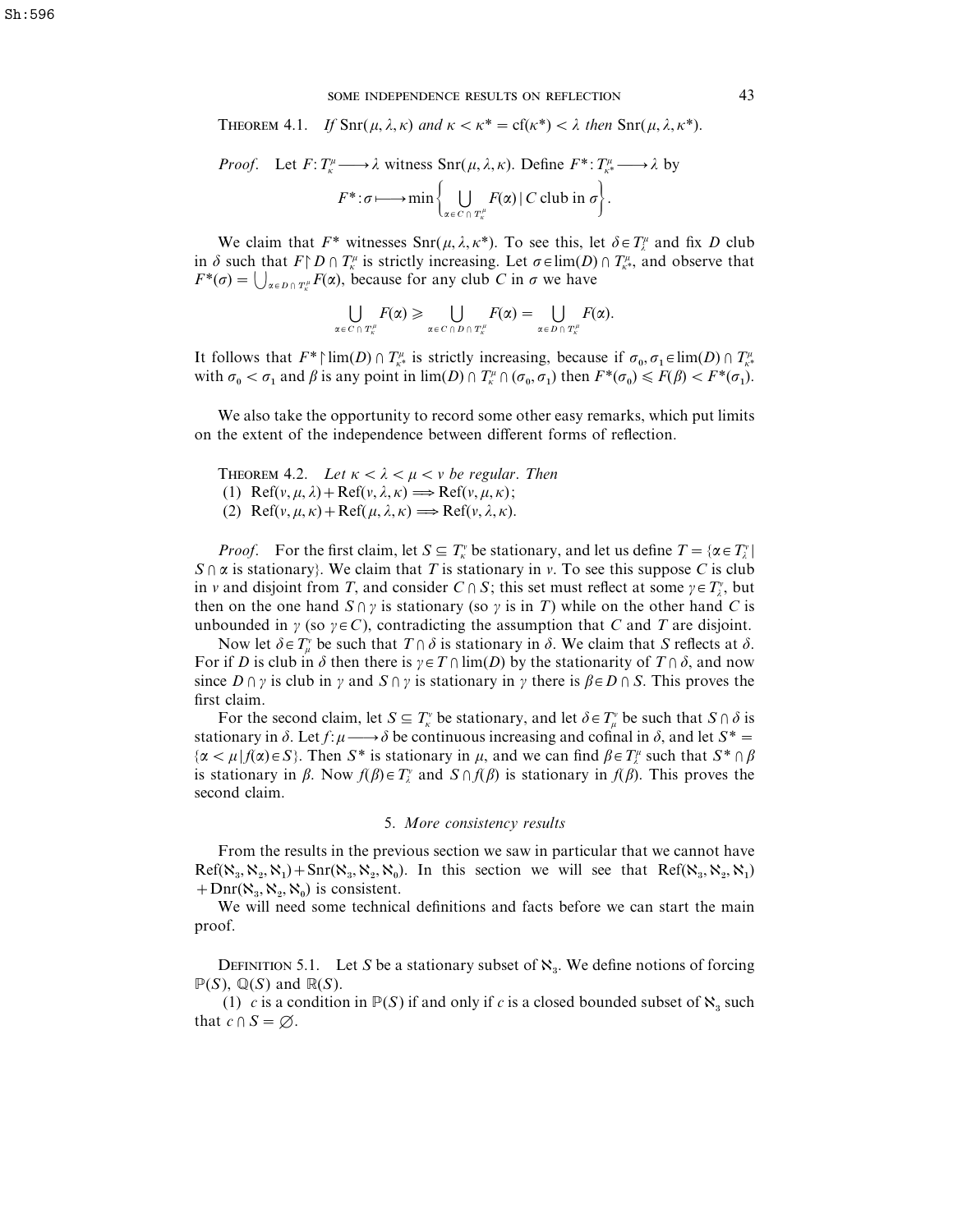THEOREM 4.1. *If* $\mathrm{Snr}(\mu, \lambda, \kappa)$ *and* $\kappa < \kappa^* = \mathrm{cf}(\kappa^*) < \lambda$ *then* $\mathrm{Snr}(\mu, \lambda, \kappa^*)$.

*Proof.* Let $F\colon T^\mu_\kappa \longrightarrow \lambda$ witness $\mathrm{Snr}(\mu, \lambda, \kappa)$. Define $F^*\colon T^\mu_{\kappa^*} \longrightarrow \lambda$ by

$$F^*\colon \sigma \longmapsto \min\left\{ \bigcup_{\alpha \in C \cap T^\mu_\kappa} F(\alpha) \mid C \text{ club in } \sigma \right\}.$$

We claim that $F^*$ witnesses $\mathrm{Snr}(\mu, \lambda, \kappa^*)$. To see this, let $\delta \in T^\mu_\lambda$ and fix $D$ club in $\delta$ such that $F \restriction D \cap T^\mu_\kappa$ is strictly increasing. Let $\sigma \in \lim(D) \cap T^\mu_{\kappa^*}$, and observe that $F^*(\sigma) = \bigcup_{\alpha \in D \cap T^\mu_\kappa} F(\alpha)$, because for any club $C$ in $\sigma$ we have

$$\bigcup_{\alpha \in C \cap T^\mu_\kappa} F(\alpha) \geqslant \bigcup_{\alpha \in C \cap D \cap T^\mu_\kappa} F(\alpha) = \bigcup_{\alpha \in D \cap T^\mu_\kappa} F(\alpha).$$

It follows that $F^* \restriction \lim(D) \cap T^\mu_{\kappa^*}$ is strictly increasing, because if $\sigma_0, \sigma_1 \in \lim(D) \cap T^\mu_{\kappa^*}$ with $\sigma_0 < \sigma_1$ and $\beta$ is any point in $\lim(D) \cap T^\mu_\kappa \cap (\sigma_0, \sigma_1)$ then $F^*(\sigma_0) \leqslant F(\beta) < F^*(\sigma_1)$.

We also take the opportunity to record some other easy remarks, which put limits on the extent of the independence between different forms of reflection.

THEOREM 4.2. *Let* $\kappa < \lambda < \mu < \nu$ *be regular. Then*
(1) $\mathrm{Ref}(\nu, \mu, \lambda) + \mathrm{Ref}(\nu, \lambda, \kappa) \Longrightarrow \mathrm{Ref}(\nu, \mu, \kappa)$;
(2) $\mathrm{Ref}(\nu, \mu, \kappa) + \mathrm{Ref}(\mu, \lambda, \kappa) \Longrightarrow \mathrm{Ref}(\nu, \lambda, \kappa)$.

*Proof.* For the first claim, let $S \subseteq T^\nu_\kappa$ be stationary, and let us define $T = \{\alpha \in T^\nu_\lambda \mid S \cap \alpha \text{ is stationary}\}$. We claim that $T$ is stationary in $\nu$. To see this suppose $C$ is club in $\nu$ and disjoint from $T$, and consider $C \cap S$; this set must reflect at some $\gamma \in T^\nu_\lambda$, but then on the one hand $S \cap \gamma$ is stationary (so $\gamma$ is in $T$) while on the other hand $C$ is unbounded in $\gamma$ (so $\gamma \in C$), contradicting the assumption that $C$ and $T$ are disjoint.

Now let $\delta \in T^\nu_\mu$ be such that $T \cap \delta$ is stationary in $\delta$. We claim that $S$ reflects at $\delta$. For if $D$ is club in $\delta$ then there is $\gamma \in T \cap \lim(D)$ by the stationarity of $T \cap \delta$, and now since $D \cap \gamma$ is club in $\gamma$ and $S \cap \gamma$ is stationary in $\gamma$ there is $\beta \in D \cap S$. This proves the first claim.

For the second claim, let $S \subseteq T^\nu_\kappa$ be stationary, and let $\delta \in T^\nu_\mu$ be such that $S \cap \delta$ is stationary in $\delta$. Let $f\colon \mu \longrightarrow \delta$ be continuous increasing and cofinal in $\delta$, and let $S^* = \{\alpha < \mu \mid f(\alpha) \in S\}$. Then $S^*$ is stationary in $\mu$, and we can find $\beta \in T^\mu_\lambda$ such that $S^* \cap \beta$ is stationary in $\beta$. Now $f(\beta) \in T^\nu_\lambda$ and $S \cap f(\beta)$ is stationary in $f(\beta)$. This proves the second claim.

## 5. *More consistency results*

From the results in the previous section we saw in particular that we cannot have $\mathrm{Ref}(\aleph_3, \aleph_2, \aleph_1) + \mathrm{Snr}(\aleph_3, \aleph_2, \aleph_0)$. In this section we will see that $\mathrm{Ref}(\aleph_3, \aleph_2, \aleph_1) + \mathrm{Dnr}(\aleph_3, \aleph_2, \aleph_0)$ is consistent.

We will need some technical definitions and facts before we can start the main proof.

DEFINITION 5.1. Let $S$ be a stationary subset of $\aleph_3$. We define notions of forcing $\mathbb{P}(S)$, $\mathbb{Q}(S)$ and $\mathbb{R}(S)$.

(1) $c$ is a condition in $\mathbb{P}(S)$ if and only if $c$ is a closed bounded subset of $\aleph_3$ such that $c \cap S = \varnothing$.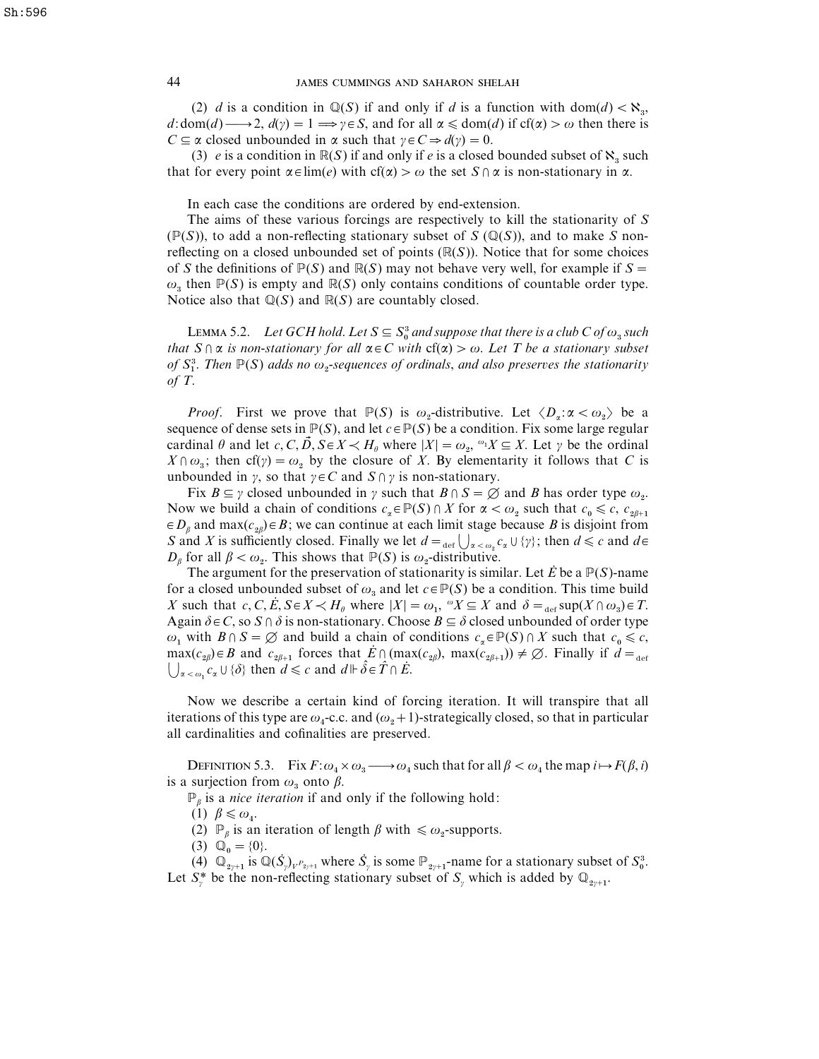(2) $d$ is a condition in $\mathbb{Q}(S)$ if and only if $d$ is a function with $\operatorname{dom}(d) < \aleph_3$, $d: \operatorname{dom}(d) \longrightarrow 2$, $d(\gamma) = 1 \Longrightarrow \gamma \in S$, and for all $\alpha \leqslant \operatorname{dom}(d)$ if $\operatorname{cf}(\alpha) > \omega$ then there is $C \subseteq \alpha$ closed unbounded in $\alpha$ such that $\gamma \in C \Rightarrow d(\gamma) = 0$.

(3) $e$ is a condition in $\mathbb{R}(S)$ if and only if $e$ is a closed bounded subset of $\aleph_3$ such that for every point $\alpha \in \lim(e)$ with $\operatorname{cf}(\alpha) > \omega$ the set $S \cap \alpha$ is non-stationary in $\alpha$.

In each case the conditions are ordered by end-extension.

The aims of these various forcings are respectively to kill the stationarity of $S$ ($\mathbb{P}(S)$), to add a non-reflecting stationary subset of $S$ ($\mathbb{Q}(S)$), and to make $S$ non-reflecting on a closed unbounded set of points ($\mathbb{R}(S)$). Notice that for some choices of $S$ the definitions of $\mathbb{P}(S)$ and $\mathbb{R}(S)$ may not behave very well, for example if $S = \omega_3$ then $\mathbb{P}(S)$ is empty and $\mathbb{R}(S)$ only contains conditions of countable order type. Notice also that $\mathbb{Q}(S)$ and $\mathbb{R}(S)$ are countably closed.

Lemma 5.2. *Let GCH hold. Let $S \subseteq S^3_0$ and suppose that there is a club $C$ of $\omega_3$ such that $S \cap \alpha$ is non-stationary for all $\alpha \in C$ with $\operatorname{cf}(\alpha) > \omega$. Let $T$ be a stationary subset of $S^3_1$. Then $\mathbb{P}(S)$ adds no $\omega_2$-sequences of ordinals, and also preserves the stationarity of $T$.*

*Proof.* First we prove that $\mathbb{P}(S)$ is $\omega_2$-distributive. Let $\langle D_\alpha : \alpha < \omega_2 \rangle$ be a sequence of dense sets in $\mathbb{P}(S)$, and let $c \in \mathbb{P}(S)$ be a condition. Fix some large regular cardinal $\theta$ and let $c, C, \vec{D}, S \in X \prec H_\theta$ where $|X| = \omega_2$, ${}^{\omega_1}X \subseteq X$. Let $\gamma$ be the ordinal $X \cap \omega_3$; then $\operatorname{cf}(\gamma) = \omega_2$ by the closure of $X$. By elementarity it follows that $C$ is unbounded in $\gamma$, so that $\gamma \in C$ and $S \cap \gamma$ is non-stationary.

Fix $B \subseteq \gamma$ closed unbounded in $\gamma$ such that $B \cap S = \varnothing$ and $B$ has order type $\omega_2$. Now we build a chain of conditions $c_\alpha \in \mathbb{P}(S) \cap X$ for $\alpha < \omega_2$ such that $c_0 \leqslant c$, $c_{2\beta+1} \in D_\beta$ and $\max(c_{2\beta}) \in B$; we can continue at each limit stage because $B$ is disjoint from $S$ and $X$ is sufficiently closed. Finally we let $d =_{\text{def}} \bigcup_{\alpha < \omega_2} c_\alpha \cup \{\gamma\}$; then $d \leqslant c$ and $d \in D_\beta$ for all $\beta < \omega_2$. This shows that $\mathbb{P}(S)$ is $\omega_2$-distributive.

The argument for the preservation of stationarity is similar. Let $\dot{E}$ be a $\mathbb{P}(S)$-name for a closed unbounded subset of $\omega_3$ and let $c \in \mathbb{P}(S)$ be a condition. This time build $X$ such that $c, C, \dot{E}, S \in X \prec H_\theta$ where $|X| = \omega_1$, ${}^{\omega}X \subseteq X$ and $\delta =_{\text{def}} \sup(X \cap \omega_3) \in T$. Again $\delta \in C$, so $S \cap \delta$ is non-stationary. Choose $B \subseteq \delta$ closed unbounded of order type $\omega_1$ with $B \cap S = \varnothing$ and build a chain of conditions $c_\alpha \in \mathbb{P}(S) \cap X$ such that $c_0 \leqslant c$, $\max(c_{2\beta}) \in B$ and $c_{2\beta+1}$ forces that $\dot{E} \cap (\max(c_{2\beta}), \max(c_{2\beta+1})) \neq \varnothing$. Finally if $d =_{\text{def}} \bigcup_{\alpha < \omega_1} c_\alpha \cup \{\delta\}$ then $d \leqslant c$ and $d \Vdash \hat{\delta} \in \hat{T} \cap \dot{E}$.

Now we describe a certain kind of forcing iteration. It will transpire that all iterations of this type are $\omega_4$-c.c. and $(\omega_2 + 1)$-strategically closed, so that in particular all cardinalities and cofinalities are preserved.

Definition 5.3. Fix $F: \omega_4 \times \omega_3 \longrightarrow \omega_4$ such that for all $\beta < \omega_4$ the map $i \mapsto F(\beta, i)$ is a surjection from $\omega_3$ onto $\beta$.

$\mathbb{P}_\beta$ is a *nice iteration* if and only if the following hold:

(1) $\beta \leqslant \omega_4$.

(2) $\mathbb{P}_\beta$ is an iteration of length $\beta$ with $\leqslant \omega_2$-supports.

(3) $\mathbb{Q}_0 = \{0\}$.

(4) $\mathbb{Q}_{2\gamma+1}$ is $\mathbb{Q}(\dot{S}_\gamma)_{V^{P_{2\gamma+1}}}$ where $\dot{S}_\gamma$ is some $\mathbb{P}_{2\gamma+1}$-name for a stationary subset of $S^3_0$. Let $S^*_\gamma$ be the non-reflecting stationary subset of $S_\gamma$ which is added by $\mathbb{Q}_{2\gamma+1}$.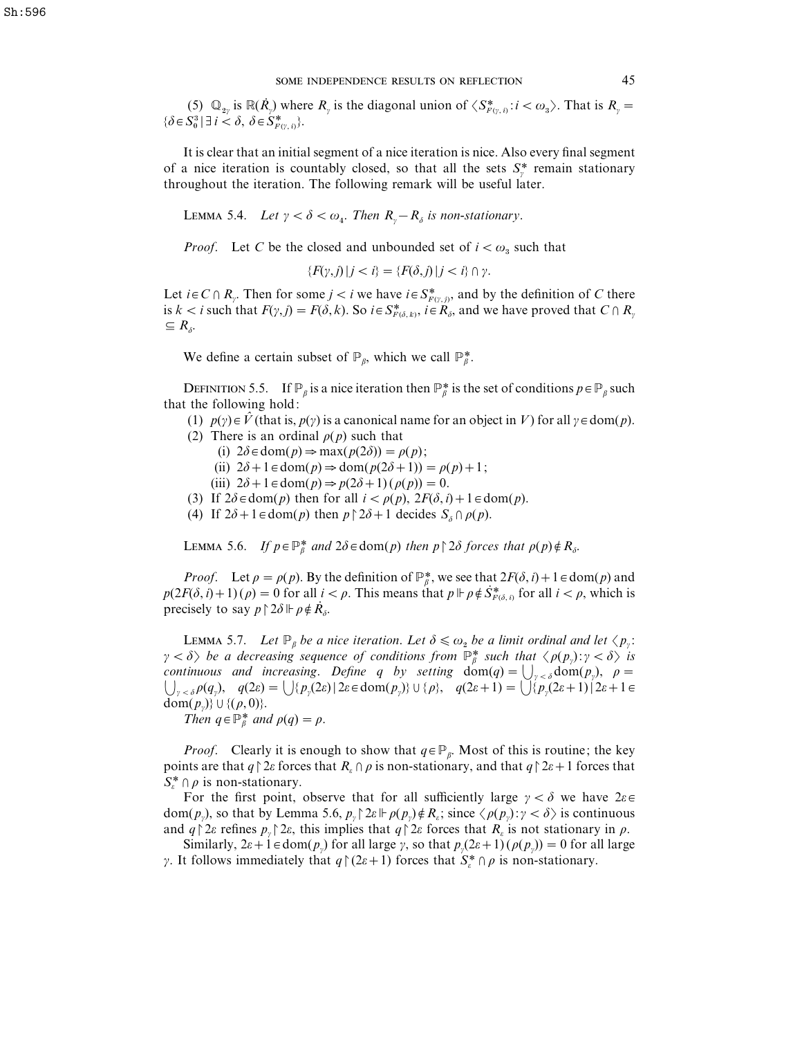(5) $\mathbb{Q}_{2\gamma}$ is $\mathbb{R}(\dot{R}_\gamma)$ where $R_\gamma$ is the diagonal union of $\langle S^*_{F(\gamma,i)} : i < \omega_3 \rangle$. That is $R_\gamma = \{\delta \in S^3_0 \mid \exists\, i < \delta,\ \delta \in \dot{S}^*_{F(\gamma,i)}\}$.

It is clear that an initial segment of a nice iteration is nice. Also every final segment of a nice iteration is countably closed, so that all the sets $S^*_\gamma$ remain stationary throughout the iteration. The following remark will be useful later.

Lemma 5.4. *Let $\gamma < \delta < \omega_4$. Then $R_\gamma - R_\delta$ is non-stationary.*

*Proof.* Let $C$ be the closed and unbounded set of $i < \omega_3$ such that

$$\{F(\gamma,j) \mid j < i\} = \{F(\delta,j) \mid j < i\} \cap \gamma.$$

Let $i \in C \cap R_\gamma$. Then for some $j < i$ we have $i \in S^*_{F(\gamma,j)}$, and by the definition of $C$ there is $k < i$ such that $F(\gamma,j) = F(\delta,k)$. So $i \in S^*_{F(\delta,k)}$, $i \in R_\delta$, and we have proved that $C \cap R_\gamma \subseteq R_\delta$.

We define a certain subset of $\mathbb{P}_\beta$, which we call $\mathbb{P}^*_\beta$.

Definition 5.5. If $\mathbb{P}_\beta$ is a nice iteration then $\mathbb{P}^*_\beta$ is the set of conditions $p \in \mathbb{P}_\beta$ such that the following hold:

(1) $p(\gamma) \in \hat{V}$ (that is, $p(\gamma)$ is a canonical name for an object in $V$) for all $\gamma \in \mathrm{dom}(p)$.

(2) There is an ordinal $\rho(p)$ such that

(i) $2\delta \in \mathrm{dom}(p) \Rightarrow \max(p(2\delta)) = \rho(p)$;

(ii) $2\delta + 1 \in \mathrm{dom}(p) \Rightarrow \mathrm{dom}(p(2\delta+1)) = \rho(p) + 1$;

(iii) $2\delta + 1 \in \mathrm{dom}(p) \Rightarrow p(2\delta+1)(\rho(p)) = 0$.

(3) If $2\delta \in \mathrm{dom}(p)$ then for all $i < \rho(p)$, $2F(\delta,i) + 1 \in \mathrm{dom}(p)$.

(4) If $2\delta + 1 \in \mathrm{dom}(p)$ then $p \upharpoonright 2\delta + 1$ decides $S_\delta \cap \rho(p)$.

Lemma 5.6. *If $p \in \mathbb{P}^*_\beta$ and $2\delta \in \mathrm{dom}(p)$ then $p \upharpoonright 2\delta$ forces that $\rho(p) \notin R_\delta$.*

*Proof.* Let $\rho = \rho(p)$. By the definition of $\mathbb{P}^*_\beta$, we see that $2F(\delta,i) + 1 \in \mathrm{dom}(p)$ and $p(2F(\delta,i)+1)(\rho) = 0$ for all $i < \rho$. This means that $p \Vdash \rho \notin \dot{S}^*_{F(\delta,i)}$ for all $i < \rho$, which is precisely to say $p \upharpoonright 2\delta \Vdash \rho \notin \dot{R}_\delta$.

Lemma 5.7. *Let $\mathbb{P}_\beta$ be a nice iteration. Let $\delta \leqslant \omega_2$ be a limit ordinal and let $\langle p_\gamma : \gamma < \delta \rangle$ be a decreasing sequence of conditions from $\mathbb{P}^*_\beta$ such that $\langle \rho(p_\gamma) : \gamma < \delta \rangle$ is continuous and increasing. Define $q$ by setting $\mathrm{dom}(q) = \bigcup_{\gamma < \delta} \mathrm{dom}(p_\gamma)$, $\rho = \bigcup_{\gamma < \delta} \rho(q_\gamma)$, $q(2\varepsilon) = \bigcup \{p_\gamma(2\varepsilon) \mid 2\varepsilon \in \mathrm{dom}(p_\gamma)\} \cup \{\rho\}$, $q(2\varepsilon+1) = \bigcup \{p_\gamma(2\varepsilon+1) \mid 2\varepsilon + 1 \in \mathrm{dom}(p_\gamma)\} \cup \{(\rho, 0)\}$.*

*Then $q \in \mathbb{P}^*_\beta$ and $\rho(q) = \rho$.*

*Proof.* Clearly it is enough to show that $q \in \mathbb{P}_\beta$. Most of this is routine; the key points are that $q \upharpoonright 2\varepsilon$ forces that $R_\varepsilon \cap \rho$ is non-stationary, and that $q \upharpoonright 2\varepsilon + 1$ forces that $S^*_\varepsilon \cap \rho$ is non-stationary.

For the first point, observe that for all sufficiently large $\gamma < \delta$ we have $2\varepsilon \in \mathrm{dom}(p_\gamma)$, so that by Lemma 5.6, $p_\gamma \upharpoonright 2\varepsilon \Vdash \rho(p_\gamma) \notin R_\varepsilon$; since $\langle \rho(p_\gamma) : \gamma < \delta \rangle$ is continuous and $q \upharpoonright 2\varepsilon$ refines $p_\gamma \upharpoonright 2\varepsilon$, this implies that $q \upharpoonright 2\varepsilon$ forces that $R_\varepsilon$ is not stationary in $\rho$.

Similarly, $2\varepsilon + 1 \in \mathrm{dom}(p_\gamma)$ for all large $\gamma$, so that $p_\gamma(2\varepsilon+1)(\rho(p_\gamma)) = 0$ for all large $\gamma$. It follows immediately that $q \upharpoonright (2\varepsilon+1)$ forces that $S^*_\varepsilon \cap \rho$ is non-stationary.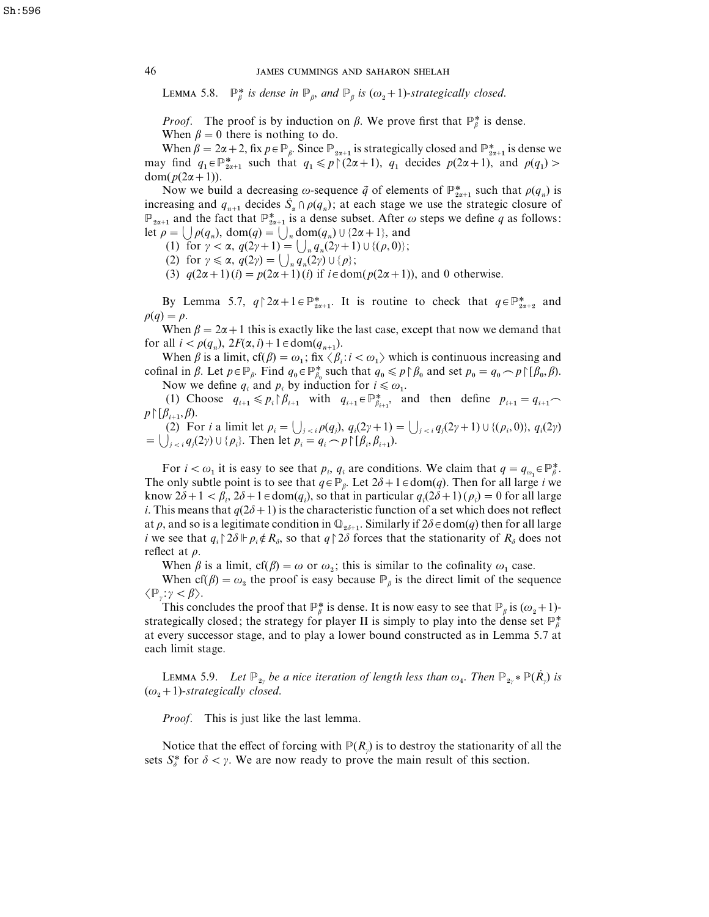**Lemma 5.8.** *$\mathbb{P}^*_\beta$ is dense in $\mathbb{P}_\beta$, and $\mathbb{P}_\beta$ is $(\omega_2+1)$-strategically closed.*

*Proof.* The proof is by induction on $\beta$. We prove first that $\mathbb{P}^*_\beta$ is dense.

When $\beta = 0$ there is nothing to do.

When $\beta = 2\alpha+2$, fix $p \in \mathbb{P}_\beta$. Since $\mathbb{P}_{2\alpha+1}$ is strategically closed and $\mathbb{P}^*_{2\alpha+1}$ is dense we may find $q_1 \in \mathbb{P}^*_{2\alpha+1}$ such that $q_1 \leqslant p \restriction (2\alpha+1)$, $q_1$ decides $p(2\alpha+1)$, and $\rho(q_1) > \operatorname{dom}(p(2\alpha+1))$.

Now we build a decreasing $\omega$-sequence $\vec{q}$ of elements of $\mathbb{P}^*_{2\alpha+1}$ such that $\rho(q_n)$ is increasing and $q_{n+1}$ decides $\dot{S}_\alpha \cap \rho(q_n)$; at each stage we use the strategic closure of $\mathbb{P}_{2\alpha+1}$ and the fact that $\mathbb{P}^*_{2\alpha+1}$ is a dense subset. After $\omega$ steps we define $q$ as follows: let $\rho = \bigcup \rho(q_n)$, $\operatorname{dom}(q) = \bigcup_n \operatorname{dom}(q_n) \cup \{2\alpha+1\}$, and

(1) for $\gamma < \alpha$, $q(2\gamma+1) = \bigcup_n q_n(2\gamma+1) \cup \{(\rho, 0)\}$;

(2) for $\gamma \leqslant \alpha$, $q(2\gamma) = \bigcup_n q_n(2\gamma) \cup \{\rho\}$;

(3) $q(2\alpha+1)(i) = p(2\alpha+1)(i)$ if $i \in \operatorname{dom}(p(2\alpha+1))$, and 0 otherwise.

By Lemma 5.7, $q \restriction 2\alpha+1 \in \mathbb{P}^*_{2\alpha+1}$. It is routine to check that $q \in \mathbb{P}^*_{2\alpha+2}$ and $\rho(q) = \rho$.

When $\beta = 2\alpha+1$ this is exactly like the last case, except that now we demand that for all $i < \rho(q_n)$, $2F(\alpha, i)+1 \in \operatorname{dom}(q_{n+1})$.

When $\beta$ is a limit, $\operatorname{cf}(\beta) = \omega_1$; fix $\langle \beta_i : i < \omega_1 \rangle$ which is continuous increasing and cofinal in $\beta$. Let $p \in \mathbb{P}_\beta$. Find $q_0 \in \mathbb{P}^*_{\beta_0}$ such that $q_0 \leqslant p \restriction \beta_0$ and set $p_0 = q_0 \frown p \restriction [\beta_0, \beta)$.

Now we define $q_i$ and $p_i$ by induction for $i \leqslant \omega_1$.

(1) Choose $q_{i+1} \leqslant p_i \restriction \beta_{i+1}$ with $q_{i+1} \in \mathbb{P}^*_{\beta_{i+1}}$, and then define $p_{i+1} = q_{i+1} \frown p \restriction [\beta_{i+1}, \beta)$.

(2) For $i$ a limit let $\rho_i = \bigcup_{j<i} \rho(q_j)$, $q_i(2\gamma+1) = \bigcup_{j<i} q_j(2\gamma+1) \cup \{(\rho_i, 0)\}$, $q_i(2\gamma) = \bigcup_{j<i} q_j(2\gamma) \cup \{\rho_i\}$. Then let $p_i = q_i \frown p \restriction [\beta_i, \beta_{i+1})$.

For $i < \omega_1$ it is easy to see that $p_i$, $q_i$ are conditions. We claim that $q = q_{\omega_1} \in \mathbb{P}^*_\beta$. The only subtle point is to see that $q \in \mathbb{P}_\beta$. Let $2\delta+1 \in \operatorname{dom}(q)$. Then for all large $i$ we know $2\delta+1 < \beta_i$, $2\delta+1 \in \operatorname{dom}(q_i)$, so that in particular $q_i(2\delta+1)(\rho_i) = 0$ for all large $i$. This means that $q(2\delta+1)$ is the characteristic function of a set which does not reflect at $\rho$, and so is a legitimate condition in $\mathbb{Q}_{2\delta+1}$. Similarly if $2\delta \in \operatorname{dom}(q)$ then for all large $i$ we see that $q_i \restriction 2\delta \Vdash \rho_i \notin R_\delta$, so that $q \restriction 2\delta$ forces that the stationarity of $R_\delta$ does not reflect at $\rho$.

When $\beta$ is a limit, $\operatorname{cf}(\beta) = \omega$ or $\omega_2$; this is similar to the cofinality $\omega_1$ case.

When $\operatorname{cf}(\beta) = \omega_3$ the proof is easy because $\mathbb{P}_\beta$ is the direct limit of the sequence $\langle \mathbb{P}_\gamma : \gamma < \beta \rangle$.

This concludes the proof that $\mathbb{P}^*_\beta$ is dense. It is now easy to see that $\mathbb{P}_\beta$ is $(\omega_2+1)$-strategically closed; the strategy for player II is simply to play into the dense set $\mathbb{P}^*_\beta$ at every successor stage, and to play a lower bound constructed as in Lemma 5.7 at each limit stage.

**Lemma 5.9.** *Let $\mathbb{P}_{2\gamma}$ be a nice iteration of length less than $\omega_4$. Then $\mathbb{P}_{2\gamma} * \mathbb{P}(\dot{R}_\gamma)$ is $(\omega_2+1)$-strategically closed.*

*Proof.* This is just like the last lemma.

Notice that the effect of forcing with $\mathbb{P}(R_\gamma)$ is to destroy the stationarity of all the sets $S^*_\delta$ for $\delta < \gamma$. We are now ready to prove the main result of this section.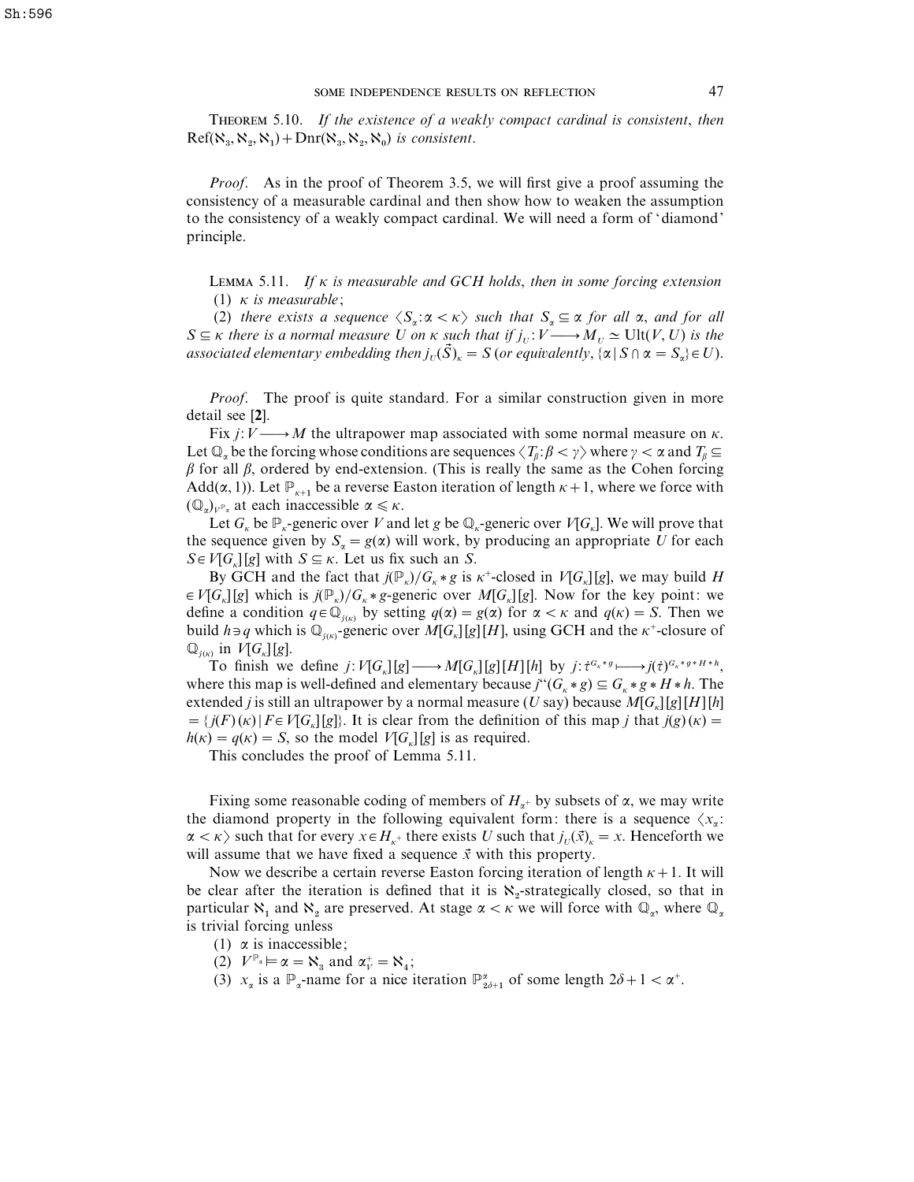**Theorem 5.10.** *If the existence of a weakly compact cardinal is consistent, then* $\operatorname{Ref}(\aleph_3, \aleph_2, \aleph_1) + \operatorname{Dnr}(\aleph_3, \aleph_2, \aleph_0)$ *is consistent.*

*Proof.* As in the proof of Theorem 3.5, we will first give a proof assuming the consistency of a measurable cardinal and then show how to weaken the assumption to the consistency of a weakly compact cardinal. We will need a form of 'diamond' principle.

**Lemma 5.11.** *If $\kappa$ is measurable and GCH holds, then in some forcing extension*

(1) *$\kappa$ is measurable*;

(2) *there exists a sequence $\langle S_\alpha : \alpha < \kappa \rangle$ such that $S_\alpha \subseteq \alpha$ for all $\alpha$, and for all $S \subseteq \kappa$ there is a normal measure $U$ on $\kappa$ such that if $j_U : V \longrightarrow M_U \simeq \operatorname{Ult}(V, U)$ is the associated elementary embedding then $j_U(\vec{S})_\kappa = S$ (or equivalently, $\{\alpha \mid S \cap \alpha = S_\alpha\} \in U$).*

*Proof.* The proof is quite standard. For a similar construction given in more detail see [**2**].

Fix $j : V \longrightarrow M$ the ultrapower map associated with some normal measure on $\kappa$. Let $\mathbb{Q}_\alpha$ be the forcing whose conditions are sequences $\langle T_\beta : \beta < \gamma \rangle$ where $\gamma < \alpha$ and $T_\beta \subseteq \beta$ for all $\beta$, ordered by end-extension. (This is really the same as the Cohen forcing $\operatorname{Add}(\alpha, 1)$). Let $\mathbb{P}_{\kappa+1}$ be a reverse Easton iteration of length $\kappa + 1$, where we force with $(\mathbb{Q}_\alpha)_{V^{\mathbb{P}_\alpha}}$ at each inaccessible $\alpha \leqslant \kappa$.

Let $G_\kappa$ be $\mathbb{P}_\kappa$-generic over $V$ and let $g$ be $\mathbb{Q}_\kappa$-generic over $V[G_\kappa]$. We will prove that the sequence given by $S_\alpha = g(\alpha)$ will work, by producing an appropriate $U$ for each $S \in V[G_\kappa][g]$ with $S \subseteq \kappa$. Let us fix such an $S$.

By GCH and the fact that $j(\mathbb{P}_\kappa)/G_\kappa * g$ is $\kappa^+$-closed in $V[G_\kappa][g]$, we may build $H \in V[G_\kappa][g]$ which is $j(\mathbb{P}_\kappa)/G_\kappa * g$-generic over $M[G_\kappa][g]$. Now for the key point: we define a condition $q \in \mathbb{Q}_{j(\kappa)}$ by setting $q(\alpha) = g(\alpha)$ for $\alpha < \kappa$ and $q(\kappa) = S$. Then we build $h \ni q$ which is $\mathbb{Q}_{j(\kappa)}$-generic over $M[G_\kappa][g][H]$, using GCH and the $\kappa^+$-closure of $\mathbb{Q}_{j(\kappa)}$ in $V[G_\kappa][g]$.

To finish we define $j : V[G_\kappa][g] \longrightarrow M[G_\kappa][g][H][h]$ by $j : \dot{\tau}^{G_\kappa * g} \longmapsto j(\dot{\tau})^{G_\kappa * g * H * h}$, where this map is well-defined and elementary because $j``(G_\kappa * g) \subseteq G_\kappa * g * H * h$. The extended $j$ is still an ultrapower by a normal measure ($U$ say) because $M[G_\kappa][g][H][h] = \{j(F)(\kappa) \mid F \in V[G_\kappa][g]\}$. It is clear from the definition of this map $j$ that $j(g)(\kappa) = h(\kappa) = q(\kappa) = S$, so the model $V[G_\kappa][g]$ is as required.

This concludes the proof of Lemma 5.11.

Fixing some reasonable coding of members of $H_{\alpha^+}$ by subsets of $\alpha$, we may write the diamond property in the following equivalent form: there is a sequence $\langle x_\alpha : \alpha < \kappa \rangle$ such that for every $x \in H_{\kappa^+}$ there exists $U$ such that $j_U(\vec{x})_\kappa = x$. Henceforth we will assume that we have fixed a sequence $\vec{x}$ with this property.

Now we describe a certain reverse Easton forcing iteration of length $\kappa + 1$. It will be clear after the iteration is defined that it is $\aleph_2$-strategically closed, so that in particular $\aleph_1$ and $\aleph_2$ are preserved. At stage $\alpha < \kappa$ we will force with $\mathbb{Q}_\alpha$, where $\mathbb{Q}_\alpha$ is trivial forcing unless

(1) $\alpha$ is inaccessible;

(2) $V^{\mathbb{P}_\alpha} \models \alpha = \aleph_3$ and $\alpha_V^+ = \aleph_4$;

(3) $x_\alpha$ is a $\mathbb{P}_\alpha$-name for a nice iteration $\mathbb{P}^\alpha_{2\delta+1}$ of some length $2\delta + 1 < \alpha^+$.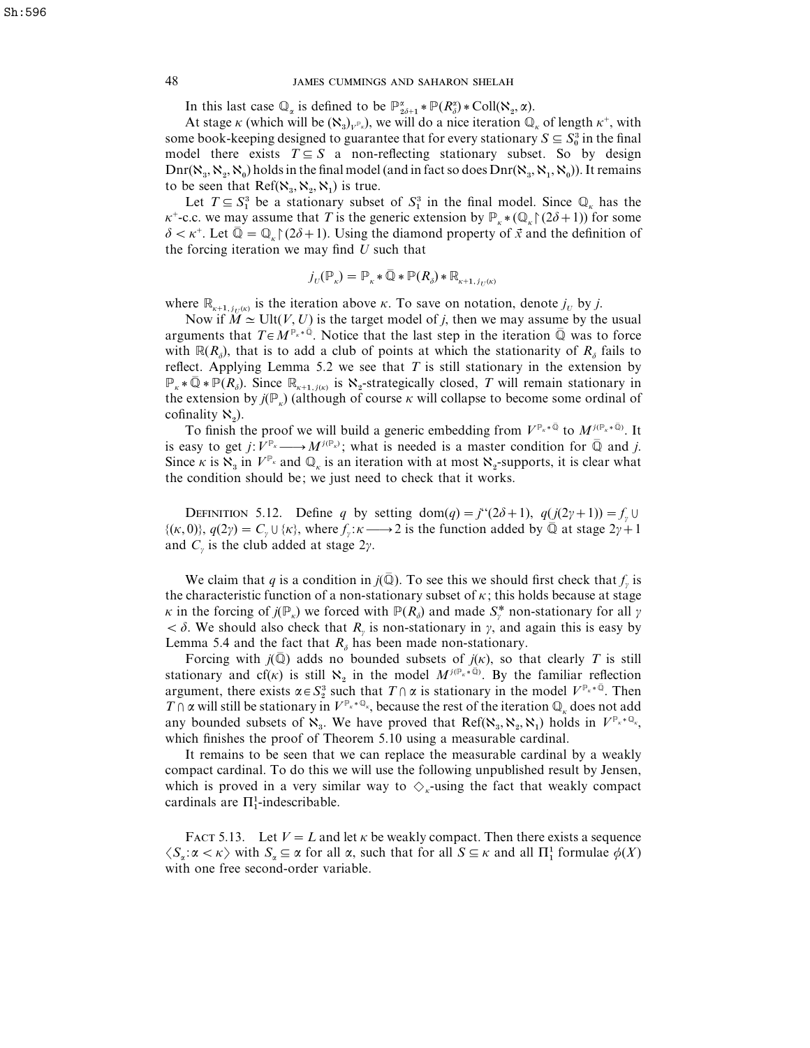In this last case $\mathbb{Q}_\alpha$ is defined to be $\mathbb{P}^\alpha_{2\delta+1} * \mathbb{P}(R^\alpha_\delta) * \mathrm{Coll}(\aleph_2, \alpha)$.

At stage $\kappa$ (which will be $(\aleph_3)_{V^{\mathbb{P}_\kappa}}$), we will do a nice iteration $\mathbb{Q}_\kappa$ of length $\kappa^+$, with some book-keeping designed to guarantee that for every stationary $S \subseteq S^3_0$ in the final model there exists $T \subseteq S$ a non-reflecting stationary subset. So by design $\mathrm{Dnr}(\aleph_3, \aleph_2, \aleph_0)$ holds in the final model (and in fact so does $\mathrm{Dnr}(\aleph_3, \aleph_1, \aleph_0)$). It remains to be seen that $\mathrm{Ref}(\aleph_3, \aleph_2, \aleph_1)$ is true.

Let $T \subseteq S^3_1$ be a stationary subset of $S^3_1$ in the final model. Since $\mathbb{Q}_\kappa$ has the $\kappa^+$-c.c. we may assume that $T$ is the generic extension by $\mathbb{P}_\kappa * (\mathbb{Q}_\kappa \restriction (2\delta+1))$ for some $\delta < \kappa^+$. Let $\bar{\mathbb{Q}} = \mathbb{Q}_\kappa \restriction (2\delta+1)$. Using the diamond property of $\vec{x}$ and the definition of the forcing iteration we may find $U$ such that

$$j_U(\mathbb{P}_\kappa) = \mathbb{P}_\kappa * \bar{\mathbb{Q}} * \mathbb{P}(R_\delta) * \mathbb{R}_{\kappa+1, j_U(\kappa)}$$

where $\mathbb{R}_{\kappa+1, j_U(\kappa)}$ is the iteration above $\kappa$. To save on notation, denote $j_U$ by $j$.

Now if $M \simeq \mathrm{Ult}(V, U)$ is the target model of $j$, then we may assume by the usual arguments that $T \in M^{\mathbb{P}_\kappa * \bar{\mathbb{Q}}}$. Notice that the last step in the iteration $\bar{\mathbb{Q}}$ was to force with $\mathbb{R}(R_\delta)$, that is to add a club of points at which the stationarity of $R_\delta$ fails to reflect. Applying Lemma 5.2 we see that $T$ is still stationary in the extension by $\mathbb{P}_\kappa * \bar{\mathbb{Q}} * \mathbb{P}(R_\delta)$. Since $\mathbb{R}_{\kappa+1, j(\kappa)}$ is $\aleph_2$-strategically closed, $T$ will remain stationary in the extension by $j(\mathbb{P}_\kappa)$ (although of course $\kappa$ will collapse to become some ordinal of cofinality $\aleph_2$).

To finish the proof we will build a generic embedding from $V^{\mathbb{P}_\kappa * \bar{\mathbb{Q}}}$ to $M^{j(\mathbb{P}_\kappa * \bar{\mathbb{Q}})}$. It is easy to get $j: V^{\mathbb{P}_\kappa} \longrightarrow M^{j(\mathbb{P}_\kappa)}$; what is needed is a master condition for $\bar{\mathbb{Q}}$ and $j$. Since $\kappa$ is $\aleph_3$ in $V^{\mathbb{P}_\kappa}$ and $\mathbb{Q}_\kappa$ is an iteration with at most $\aleph_2$-supports, it is clear what the condition should be; we just need to check that it works.

Definition 5.12. Define $q$ by setting $\mathrm{dom}(q) = j``(2\delta+1)$, $q(j(2\gamma+1)) = f_\gamma \cup \{(\kappa, 0)\}$, $q(2\gamma) = C_\gamma \cup \{\kappa\}$, where $f_\gamma: \kappa \longrightarrow 2$ is the function added by $\bar{\mathbb{Q}}$ at stage $2\gamma+1$ and $C_\gamma$ is the club added at stage $2\gamma$.

We claim that $q$ is a condition in $j(\bar{\mathbb{Q}})$. To see this we should first check that $f_\gamma$ is the characteristic function of a non-stationary subset of $\kappa$; this holds because at stage $\kappa$ in the forcing of $j(\mathbb{P}_\kappa)$ we forced with $\mathbb{P}(R_\delta)$ and made $S^*_\gamma$ non-stationary for all $\gamma < \delta$. We should also check that $R_\gamma$ is non-stationary in $\gamma$, and again this is easy by Lemma 5.4 and the fact that $R_\delta$ has been made non-stationary.

Forcing with $j(\bar{\mathbb{Q}})$ adds no bounded subsets of $j(\kappa)$, so that clearly $T$ is still stationary and $\mathrm{cf}(\kappa)$ is still $\aleph_2$ in the model $M^{j(\mathbb{P}_\kappa * \bar{\mathbb{Q}})}$. By the familiar reflection argument, there exists $\alpha \in S^3_2$ such that $T \cap \alpha$ is stationary in the model $V^{\mathbb{P}_\kappa * \bar{\mathbb{Q}}}$. Then $T \cap \alpha$ will still be stationary in $V^{\mathbb{P}_\kappa * \mathbb{Q}_\kappa}$, because the rest of the iteration $\mathbb{Q}_\kappa$ does not add any bounded subsets of $\aleph_3$. We have proved that $\mathrm{Ref}(\aleph_3, \aleph_2, \aleph_1)$ holds in $V^{\mathbb{P}_\kappa * \mathbb{Q}_\kappa}$, which finishes the proof of Theorem 5.10 using a measurable cardinal.

It remains to be seen that we can replace the measurable cardinal by a weakly compact cardinal. To do this we will use the following unpublished result by Jensen, which is proved in a very similar way to $\diamondsuit_\kappa$-using the fact that weakly compact cardinals are $\Pi^1_1$-indescribable.

Fact 5.13. Let $V = L$ and let $\kappa$ be weakly compact. Then there exists a sequence $\langle S_\alpha : \alpha < \kappa \rangle$ with $S_\alpha \subseteq \alpha$ for all $\alpha$, such that for all $S \subseteq \kappa$ and all $\Pi^1_1$ formulae $\phi(X)$ with one free second-order variable.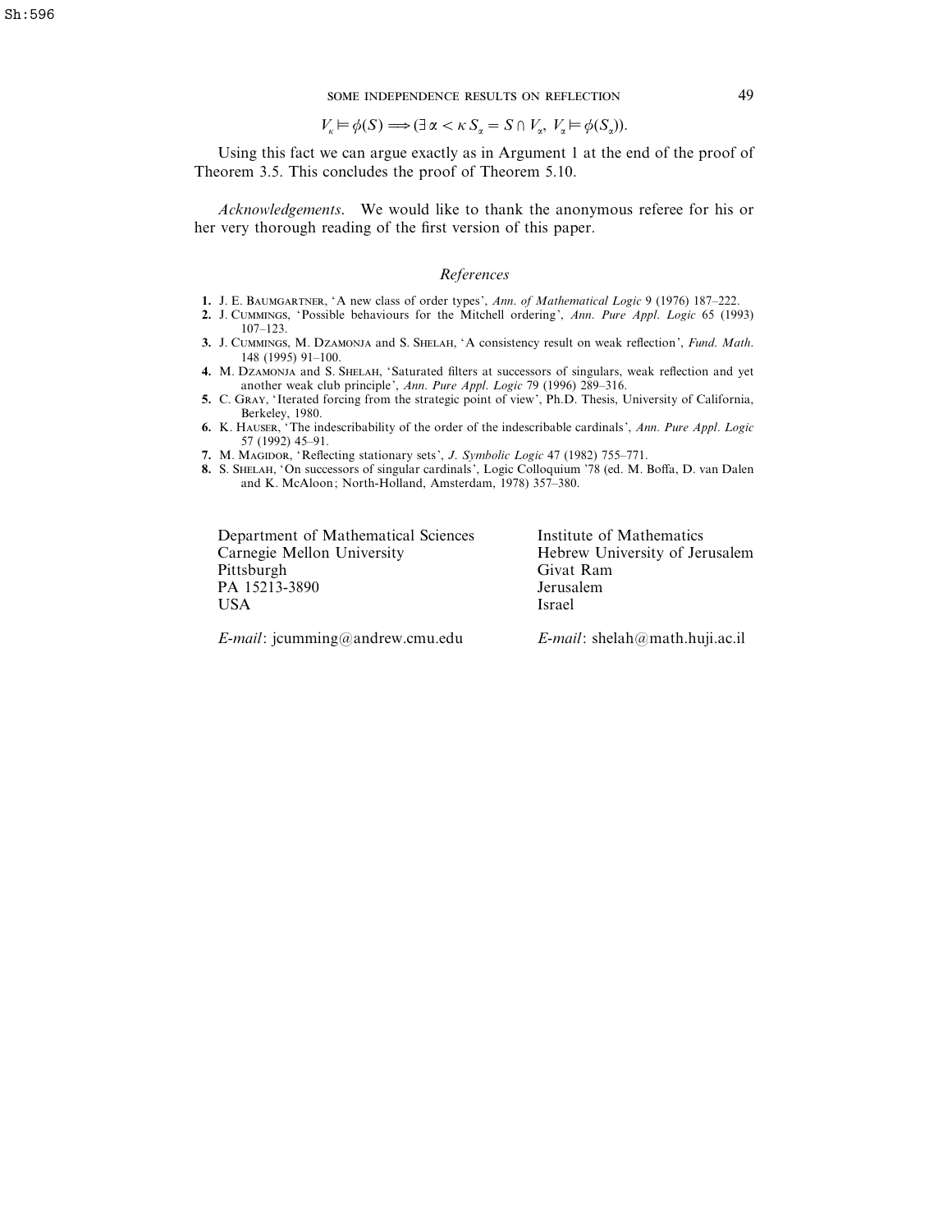$$V_\kappa \models \phi(S) \Longrightarrow (\exists\, \alpha < \kappa\, S_\alpha = S \cap V_\alpha,\ V_\alpha \models \phi(S_\alpha)).$$

Using this fact we can argue exactly as in Argument 1 at the end of the proof of Theorem 3.5. This concludes the proof of Theorem 5.10.

*Acknowledgements*. We would like to thank the anonymous referee for his or her very thorough reading of the first version of this paper.

## *References*

1. J. E. Baumgartner, 'A new class of order types', *Ann. of Mathematical Logic* 9 (1976) 187–222.
2. J. Cummings, 'Possible behaviours for the Mitchell ordering', *Ann. Pure Appl. Logic* 65 (1993) 107–123.
3. J. Cummings, M. Dzamonja and S. Shelah, 'A consistency result on weak reflection', *Fund. Math.* 148 (1995) 91–100.
4. M. Dzamonja and S. Shelah, 'Saturated filters at successors of singulars, weak reflection and yet another weak club principle', *Ann. Pure Appl. Logic* 79 (1996) 289–316.
5. C. Gray, 'Iterated forcing from the strategic point of view', Ph.D. Thesis, University of California, Berkeley, 1980.
6. K. Hauser, 'The indescribability of the order of the indescribable cardinals', *Ann. Pure Appl. Logic* 57 (1992) 45–91.
7. M. Magidor, 'Reflecting stationary sets', *J. Symbolic Logic* 47 (1982) 755–771.
8. S. Shelah, 'On successors of singular cardinals', Logic Colloquium '78 (ed. M. Boffa, D. van Dalen and K. McAloon; North-Holland, Amsterdam, 1978) 357–380.

Department of Mathematical Sciences
Carnegie Mellon University
Pittsburgh
PA 15213-3890
USA

*E-mail*: jcumming@andrew.cmu.edu

Institute of Mathematics
Hebrew University of Jerusalem
Givat Ram
Jerusalem
Israel

*E-mail*: shelah@math.huji.ac.il